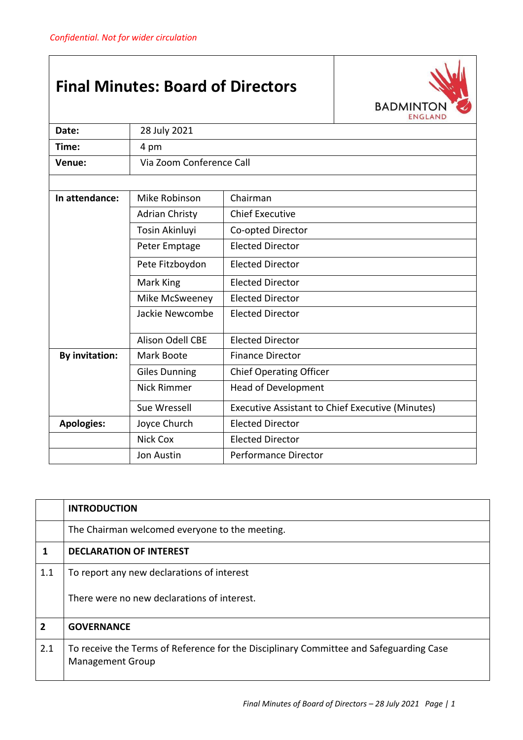*Confidential. Not for wider circulation*

# Final Minutes: Board of Directors

BADMINTON ENGLAND

| | | |
|---|---|---|
| **Date:** | 28 July 2021 | |
| **Time:** | 4 pm | |
| **Venue:** | Via Zoom Conference Call | |
| | | |
| **In attendance:** | Mike Robinson | Chairman |
| | Adrian Christy | Chief Executive |
| | Tosin Akinluyi | Co-opted Director |
| | Peter Emptage | Elected Director |
| | Pete Fitzboydon | Elected Director |
| | Mark King | Elected Director |
| | Mike McSweeney | Elected Director |
| | Jackie Newcombe | Elected Director |
| | Alison Odell CBE | Elected Director |
| **By invitation:** | Mark Boote | Finance Director |
| | Giles Dunning | Chief Operating Officer |
| | Nick Rimmer | Head of Development |
| | Sue Wressell | Executive Assistant to Chief Executive (Minutes) |
| **Apologies:** | Joyce Church | Elected Director |
| | Nick Cox | Elected Director |
| | Jon Austin | Performance Director |

| | |
|---|---|
| | **INTRODUCTION** |
| | The Chairman welcomed everyone to the meeting. |
| **1** | **DECLARATION OF INTEREST** |
| 1.1 | To report any new declarations of interest<br><br>There were no new declarations of interest. |
| **2** | **GOVERNANCE** |
| 2.1 | To receive the Terms of Reference for the Disciplinary Committee and Safeguarding Case Management Group |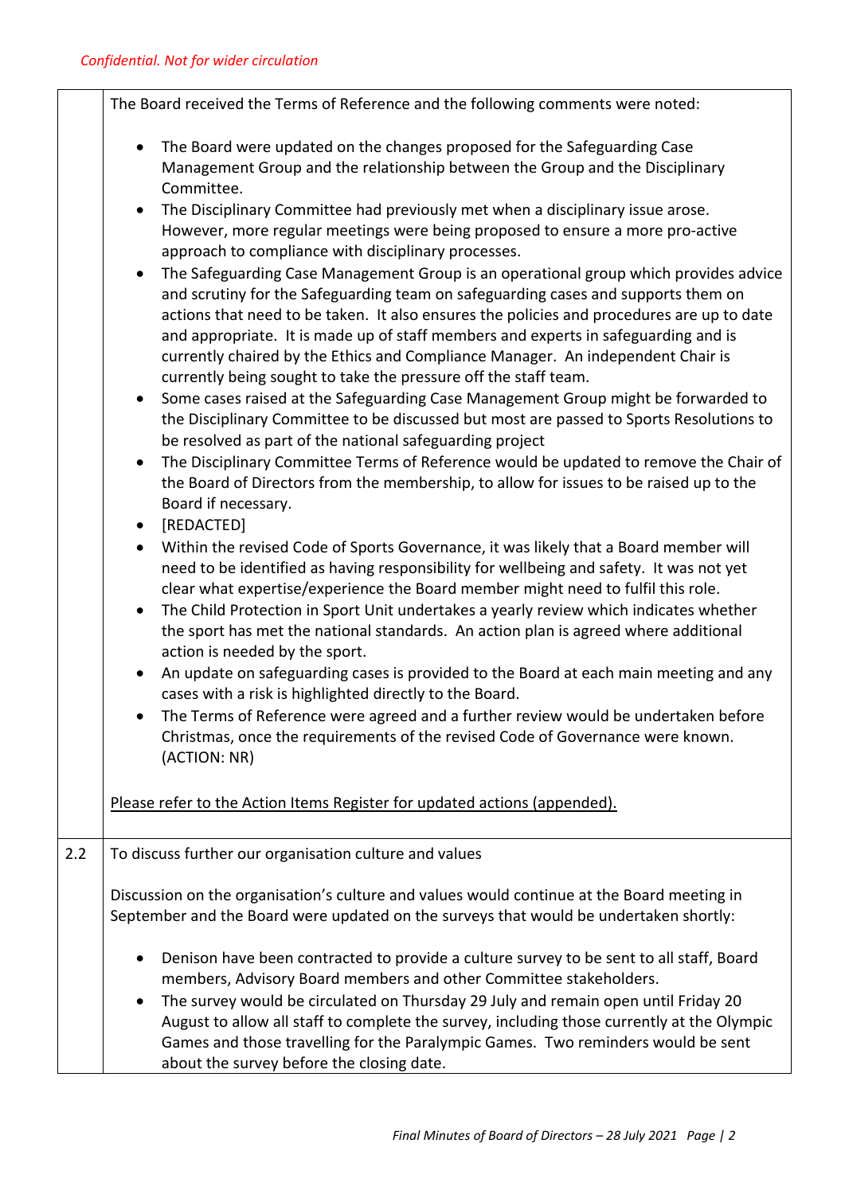*Confidential. Not for wider circulation*

| | |
|---|---|
| | The Board received the Terms of Reference and the following comments were noted:<br><br>• The Board were updated on the changes proposed for the Safeguarding Case Management Group and the relationship between the Group and the Disciplinary Committee.<br>• The Disciplinary Committee had previously met when a disciplinary issue arose. However, more regular meetings were being proposed to ensure a more pro-active approach to compliance with disciplinary processes.<br>• The Safeguarding Case Management Group is an operational group which provides advice and scrutiny for the Safeguarding team on safeguarding cases and supports them on actions that need to be taken. It also ensures the policies and procedures are up to date and appropriate. It is made up of staff members and experts in safeguarding and is currently chaired by the Ethics and Compliance Manager. An independent Chair is currently being sought to take the pressure off the staff team.<br>• Some cases raised at the Safeguarding Case Management Group might be forwarded to the Disciplinary Committee to be discussed but most are passed to Sports Resolutions to be resolved as part of the national safeguarding project<br>• The Disciplinary Committee Terms of Reference would be updated to remove the Chair of the Board of Directors from the membership, to allow for issues to be raised up to the Board if necessary.<br>• [REDACTED]<br>• Within the revised Code of Sports Governance, it was likely that a Board member will need to be identified as having responsibility for wellbeing and safety. It was not yet clear what expertise/experience the Board member might need to fulfil this role.<br>• The Child Protection in Sport Unit undertakes a yearly review which indicates whether the sport has met the national standards. An action plan is agreed where additional action is needed by the sport.<br>• An update on safeguarding cases is provided to the Board at each main meeting and any cases with a risk is highlighted directly to the Board.<br>• The Terms of Reference were agreed and a further review would be undertaken before Christmas, once the requirements of the revised Code of Governance were known. (ACTION: NR)<br><br><u>Please refer to the Action Items Register for updated actions (appended).</u> |
| 2.2 | To discuss further our organisation culture and values<br><br>Discussion on the organisation's culture and values would continue at the Board meeting in September and the Board were updated on the surveys that would be undertaken shortly:<br><br>• Denison have been contracted to provide a culture survey to be sent to all staff, Board members, Advisory Board members and other Committee stakeholders.<br>• The survey would be circulated on Thursday 29 July and remain open until Friday 20 August to allow all staff to complete the survey, including those currently at the Olympic Games and those travelling for the Paralympic Games. Two reminders would be sent about the survey before the closing date. |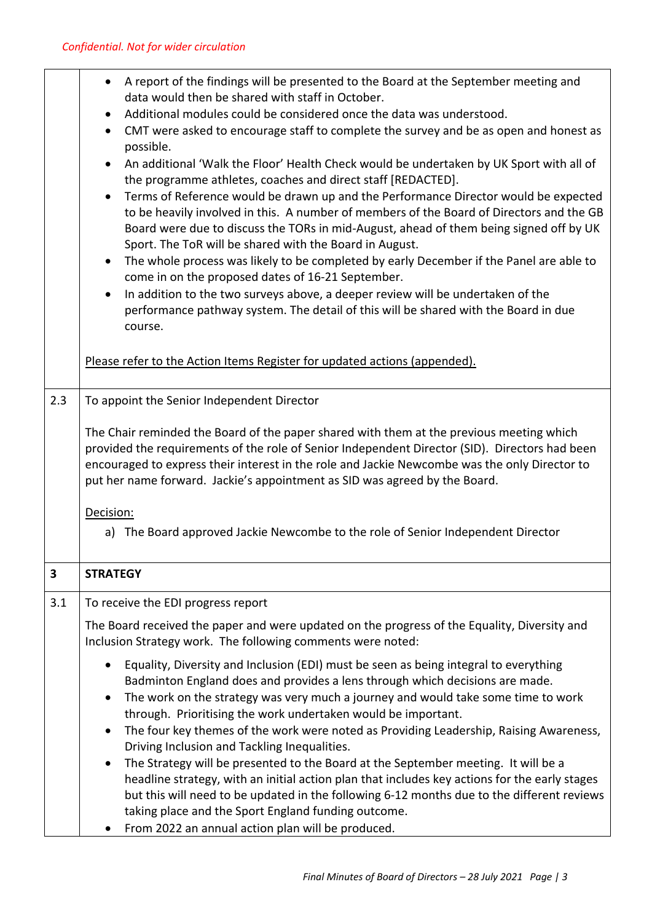*Confidential. Not for wider circulation*

| | |
|---|---|
| | • A report of the findings will be presented to the Board at the September meeting and data would then be shared with staff in October.<br>• Additional modules could be considered once the data was understood.<br>• CMT were asked to encourage staff to complete the survey and be as open and honest as possible.<br>• An additional 'Walk the Floor' Health Check would be undertaken by UK Sport with all of the programme athletes, coaches and direct staff [REDACTED].<br>• Terms of Reference would be drawn up and the Performance Director would be expected to be heavily involved in this. A number of members of the Board of Directors and the GB Board were due to discuss the TORs in mid-August, ahead of them being signed off by UK Sport. The ToR will be shared with the Board in August.<br>• The whole process was likely to be completed by early December if the Panel are able to come in on the proposed dates of 16-21 September.<br>• In addition to the two surveys above, a deeper review will be undertaken of the performance pathway system. The detail of this will be shared with the Board in due course.<br><br><u>Please refer to the Action Items Register for updated actions (appended).</u> |
| 2.3 | To appoint the Senior Independent Director<br><br>The Chair reminded the Board of the paper shared with them at the previous meeting which provided the requirements of the role of Senior Independent Director (SID). Directors had been encouraged to express their interest in the role and Jackie Newcombe was the only Director to put her name forward. Jackie's appointment as SID was agreed by the Board.<br><br><u>Decision:</u><br>a) The Board approved Jackie Newcombe to the role of Senior Independent Director |
| **3** | **STRATEGY** |
| 3.1 | To receive the EDI progress report<br><br>The Board received the paper and were updated on the progress of the Equality, Diversity and Inclusion Strategy work. The following comments were noted:<br><br>• Equality, Diversity and Inclusion (EDI) must be seen as being integral to everything Badminton England does and provides a lens through which decisions are made.<br>• The work on the strategy was very much a journey and would take some time to work through. Prioritising the work undertaken would be important.<br>• The four key themes of the work were noted as Providing Leadership, Raising Awareness, Driving Inclusion and Tackling Inequalities.<br>• The Strategy will be presented to the Board at the September meeting. It will be a headline strategy, with an initial action plan that includes key actions for the early stages but this will need to be updated in the following 6-12 months due to the different reviews taking place and the Sport England funding outcome.<br>• From 2022 an annual action plan will be produced. |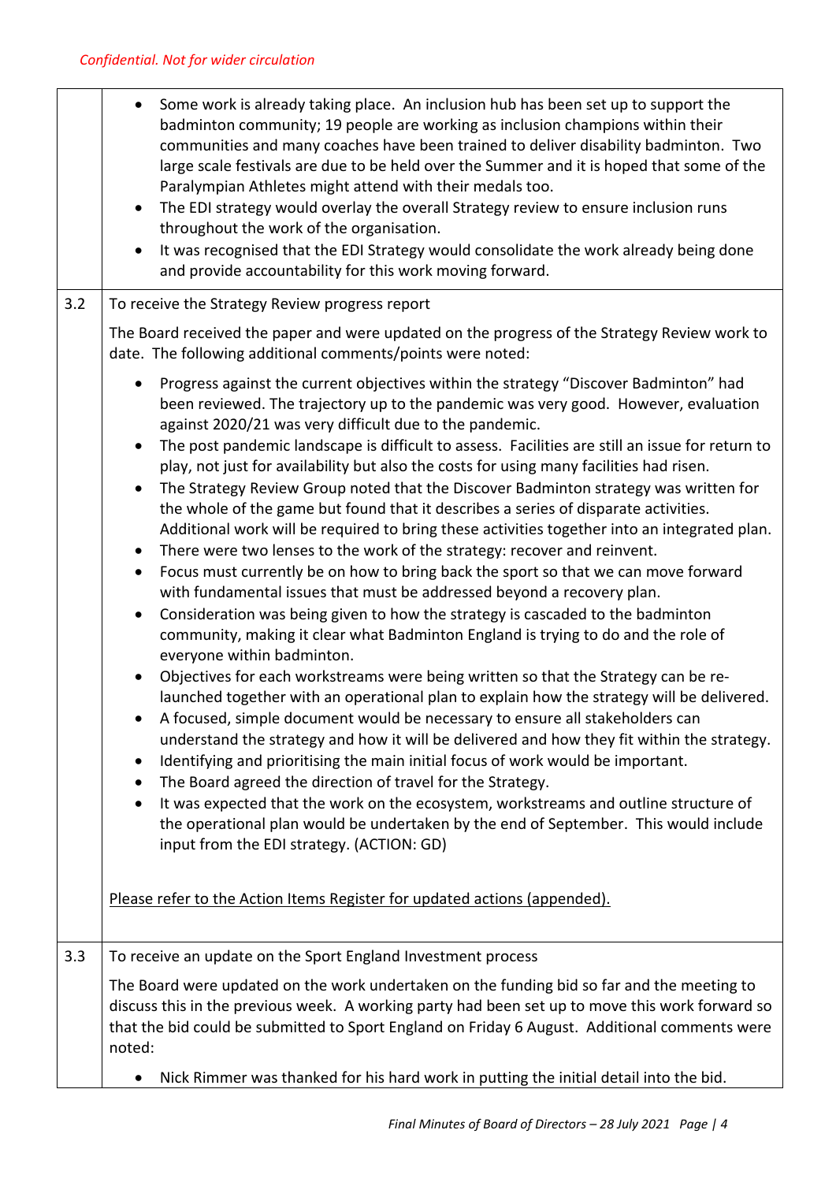*Confidential. Not for wider circulation*

| | |
|---|---|
| | • Some work is already taking place. An inclusion hub has been set up to support the badminton community; 19 people are working as inclusion champions within their communities and many coaches have been trained to deliver disability badminton. Two large scale festivals are due to be held over the Summer and it is hoped that some of the Paralympian Athletes might attend with their medals too.<br>• The EDI strategy would overlay the overall Strategy review to ensure inclusion runs throughout the work of the organisation.<br>• It was recognised that the EDI Strategy would consolidate the work already being done and provide accountability for this work moving forward. |
| 3.2 | To receive the Strategy Review progress report<br><br>The Board received the paper and were updated on the progress of the Strategy Review work to date. The following additional comments/points were noted:<br><br>• Progress against the current objectives within the strategy "Discover Badminton" had been reviewed. The trajectory up to the pandemic was very good. However, evaluation against 2020/21 was very difficult due to the pandemic.<br>• The post pandemic landscape is difficult to assess. Facilities are still an issue for return to play, not just for availability but also the costs for using many facilities had risen.<br>• The Strategy Review Group noted that the Discover Badminton strategy was written for the whole of the game but found that it describes a series of disparate activities. Additional work will be required to bring these activities together into an integrated plan.<br>• There were two lenses to the work of the strategy: recover and reinvent.<br>• Focus must currently be on how to bring back the sport so that we can move forward with fundamental issues that must be addressed beyond a recovery plan.<br>• Consideration was being given to how the strategy is cascaded to the badminton community, making it clear what Badminton England is trying to do and the role of everyone within badminton.<br>• Objectives for each workstreams were being written so that the Strategy can be re-launched together with an operational plan to explain how the strategy will be delivered.<br>• A focused, simple document would be necessary to ensure all stakeholders can understand the strategy and how it will be delivered and how they fit within the strategy.<br>• Identifying and prioritising the main initial focus of work would be important.<br>• The Board agreed the direction of travel for the Strategy.<br>• It was expected that the work on the ecosystem, workstreams and outline structure of the operational plan would be undertaken by the end of September. This would include input from the EDI strategy. (ACTION: GD)<br><br><u>Please refer to the Action Items Register for updated actions (appended).</u> |
| 3.3 | To receive an update on the Sport England Investment process<br><br>The Board were updated on the work undertaken on the funding bid so far and the meeting to discuss this in the previous week. A working party had been set up to move this work forward so that the bid could be submitted to Sport England on Friday 6 August. Additional comments were noted:<br><br>• Nick Rimmer was thanked for his hard work in putting the initial detail into the bid. |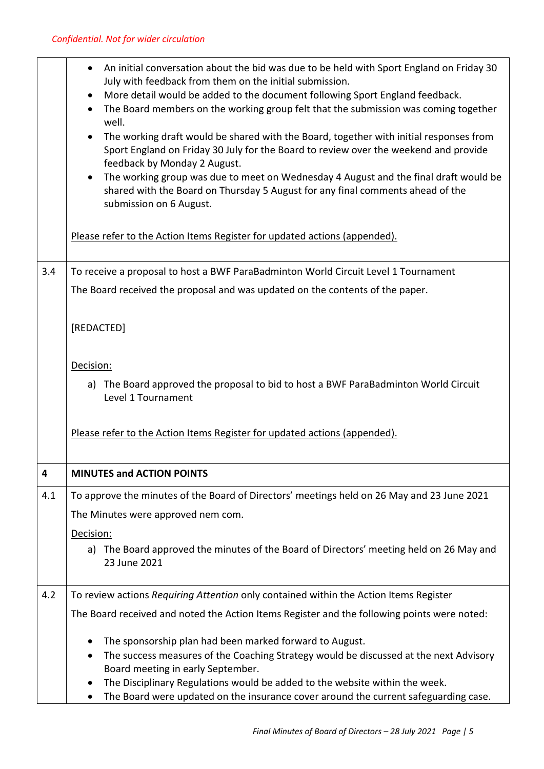*Confidential. Not for wider circulation*

| | |
|---|---|
| | • An initial conversation about the bid was due to be held with Sport England on Friday 30 July with feedback from them on the initial submission.<br>• More detail would be added to the document following Sport England feedback.<br>• The Board members on the working group felt that the submission was coming together well.<br>• The working draft would be shared with the Board, together with initial responses from Sport England on Friday 30 July for the Board to review over the weekend and provide feedback by Monday 2 August.<br>• The working group was due to meet on Wednesday 4 August and the final draft would be shared with the Board on Thursday 5 August for any final comments ahead of the submission on 6 August.<br><br>Please refer to the Action Items Register for updated actions (appended). |
| 3.4 | To receive a proposal to host a BWF ParaBadminton World Circuit Level 1 Tournament<br><br>The Board received the proposal and was updated on the contents of the paper.<br><br>[REDACTED]<br><br>Decision:<br><br>a) The Board approved the proposal to bid to host a BWF ParaBadminton World Circuit Level 1 Tournament<br><br>Please refer to the Action Items Register for updated actions (appended). |
| **4** | **MINUTES and ACTION POINTS** |
| 4.1 | To approve the minutes of the Board of Directors' meetings held on 26 May and 23 June 2021<br><br>The Minutes were approved nem com.<br><br>Decision:<br><br>a) The Board approved the minutes of the Board of Directors' meeting held on 26 May and 23 June 2021 |
| 4.2 | To review actions *Requiring Attention* only contained within the Action Items Register<br><br>The Board received and noted the Action Items Register and the following points were noted:<br><br>• The sponsorship plan had been marked forward to August.<br>• The success measures of the Coaching Strategy would be discussed at the next Advisory Board meeting in early September.<br>• The Disciplinary Regulations would be added to the website within the week.<br>• The Board were updated on the insurance cover around the current safeguarding case. |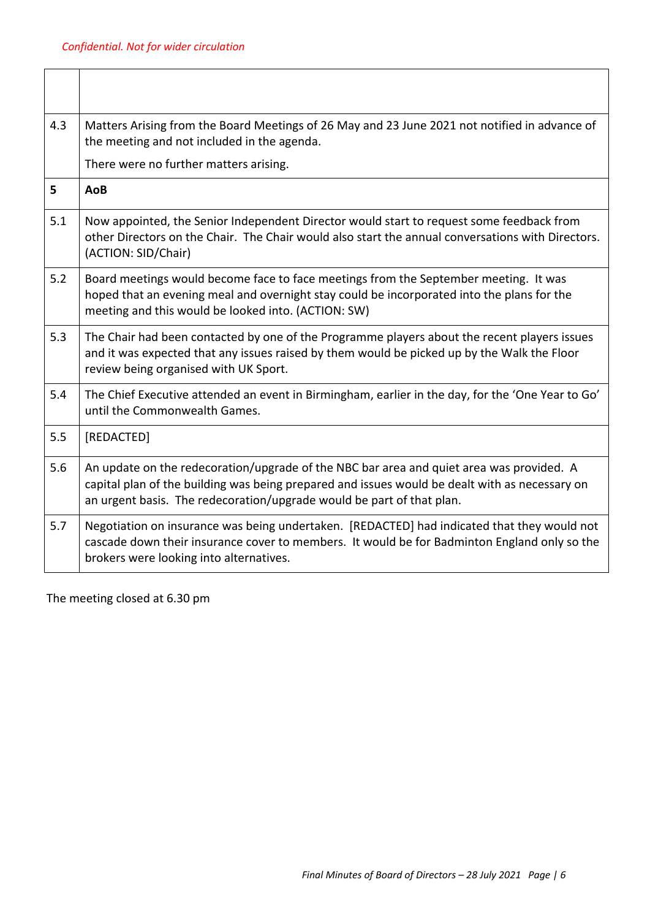*Confidential. Not for wider circulation*

| | |
|---|---|
| | |
| 4.3 | Matters Arising from the Board Meetings of 26 May and 23 June 2021 not notified in advance of the meeting and not included in the agenda.<br><br>There were no further matters arising. |
| **5** | **AoB** |
| 5.1 | Now appointed, the Senior Independent Director would start to request some feedback from other Directors on the Chair. The Chair would also start the annual conversations with Directors. (ACTION: SID/Chair) |
| 5.2 | Board meetings would become face to face meetings from the September meeting. It was hoped that an evening meal and overnight stay could be incorporated into the plans for the meeting and this would be looked into. (ACTION: SW) |
| 5.3 | The Chair had been contacted by one of the Programme players about the recent players issues and it was expected that any issues raised by them would be picked up by the Walk the Floor review being organised with UK Sport. |
| 5.4 | The Chief Executive attended an event in Birmingham, earlier in the day, for the 'One Year to Go' until the Commonwealth Games. |
| 5.5 | [REDACTED] |
| 5.6 | An update on the redecoration/upgrade of the NBC bar area and quiet area was provided. A capital plan of the building was being prepared and issues would be dealt with as necessary on an urgent basis. The redecoration/upgrade would be part of that plan. |
| 5.7 | Negotiation on insurance was being undertaken. [REDACTED] had indicated that they would not cascade down their insurance cover to members. It would be for Badminton England only so the brokers were looking into alternatives. |

The meeting closed at 6.30 pm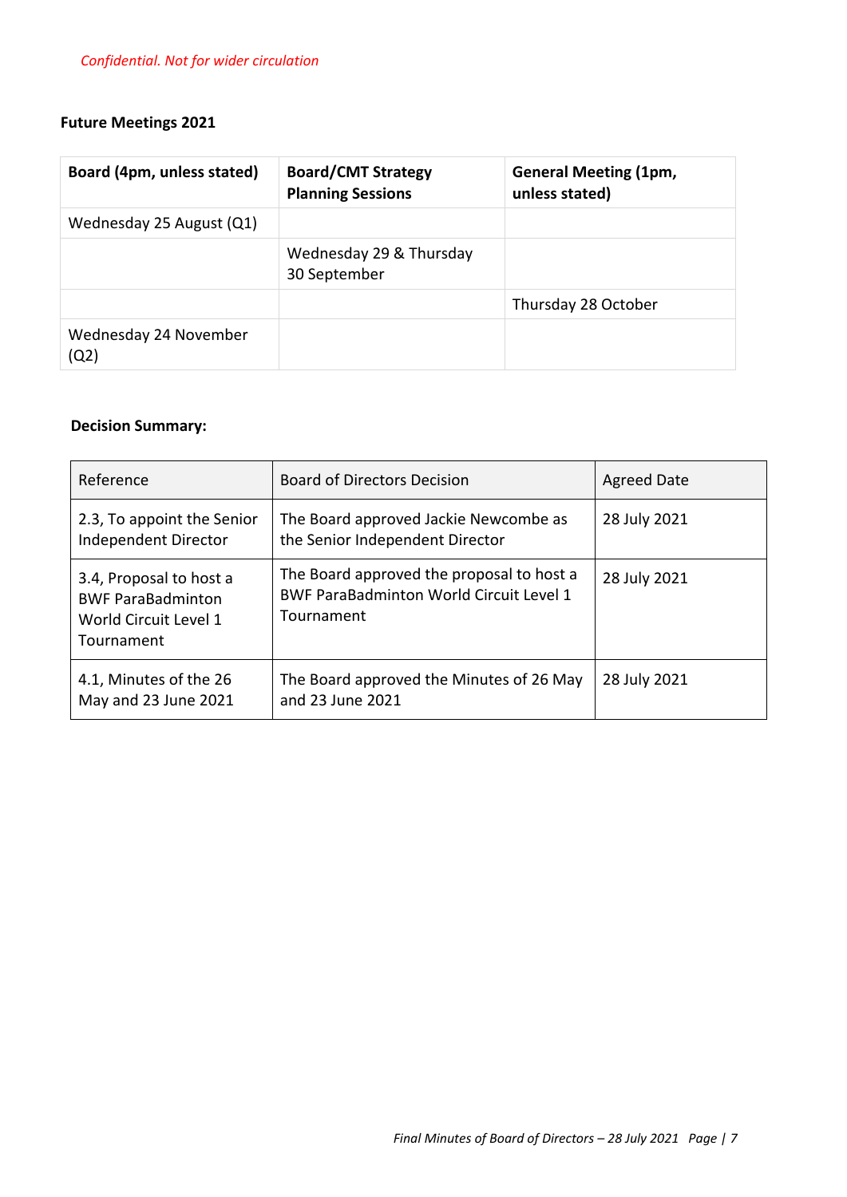*Confidential. Not for wider circulation*

**Future Meetings 2021**

| Board (4pm, unless stated) | Board/CMT Strategy Planning Sessions | General Meeting (1pm, unless stated) |
|---|---|---|
| Wednesday 25 August (Q1) | | |
| | Wednesday 29 & Thursday 30 September | |
| | | Thursday 28 October |
| Wednesday 24 November (Q2) | | |

**Decision Summary:**

| Reference | Board of Directors Decision | Agreed Date |
|---|---|---|
| 2.3, To appoint the Senior Independent Director | The Board approved Jackie Newcombe as the Senior Independent Director | 28 July 2021 |
| 3.4, Proposal to host a BWF ParaBadminton World Circuit Level 1 Tournament | The Board approved the proposal to host a BWF ParaBadminton World Circuit Level 1 Tournament | 28 July 2021 |
| 4.1, Minutes of the 26 May and 23 June 2021 | The Board approved the Minutes of 26 May and 23 June 2021 | 28 July 2021 |